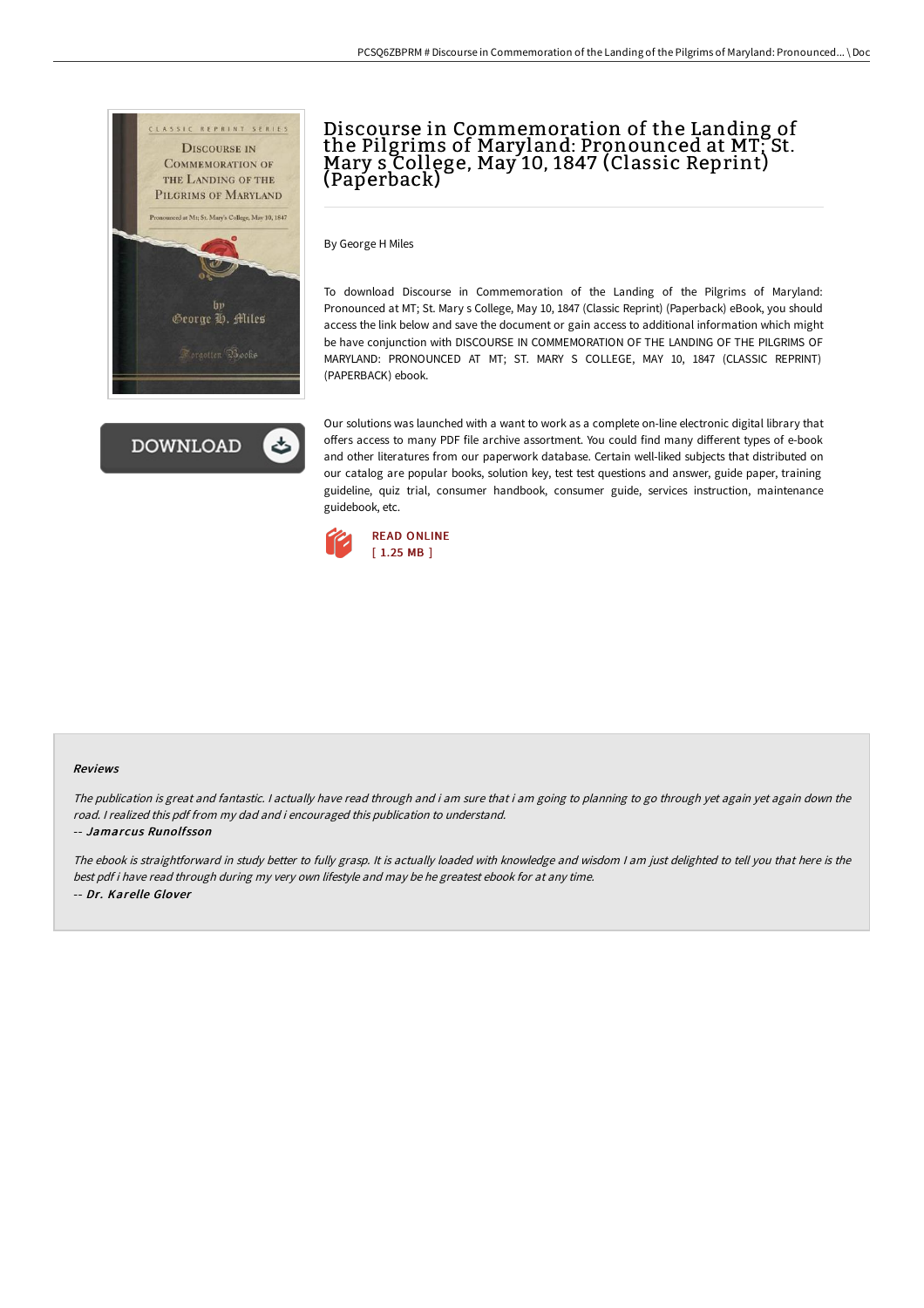# Discourse in Commemoration of the Landing of the Pilgrims of Maryland: Pronounced at MT; St. Mary s College, May 10, 1847 (Classic Reprint) (Paperback)

By George H Miles

To download Discourse in Commemoration of the Landing of the Pilgrims of Maryland: Pronounced at MT; St. Mary s College, May 10, 1847 (Classic Reprint) (Paperback) eBook, you should access the link below and save the document or gain access to additional information which might be have conjunction with DISCOURSE IN COMMEMORATION OF THE LANDING OF THE PILGRIMS OF MARYLAND: PRONOUNCED AT MT; ST. MARY S COLLEGE, MAY 10, 1847 (CLASSIC REPRINT) (PAPERBACK) ebook.

Our solutions was launched with a want to work as a complete on-line electronic digital library that offers access to many PDF file archive assortment. You could find many different types of e-book and other literatures from our paperwork database. Certain well-liked subjects that distributed on our catalog are popular books, solution key, test test questions and answer, guide paper, training guideline, quiz trial, consumer handbook, consumer guide, services instruction, maintenance guidebook, etc.

READ ONLINE
[ 1.25 MB ]

#### Reviews

*The publication is great and fantastic. I actually have read through and i am sure that i am going to planning to go through yet again yet again down the road. I realized this pdf from my dad and i encouraged this publication to understand.*

-- ***Jamarcus Runolfsson***

*The ebook is straightforward in study better to fully grasp. It is actually loaded with knowledge and wisdom I am just delighted to tell you that here is the best pdf i have read through during my very own lifestyle and may be he greatest ebook for at any time.*

-- ***Dr. Karelle Glover***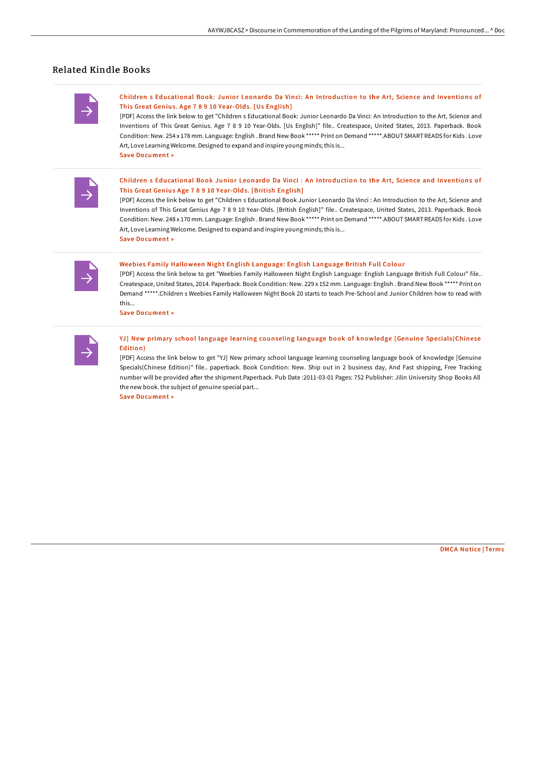## Related Kindle Books

### Children s Educational Book: Junior Leonardo Da Vinci: An Introduction to the Art, Science and Inventions of This Great Genius. Age 7 8 9 10 Year-Olds. [Us English]

[PDF] Access the link below to get "Children s Educational Book: Junior Leonardo Da Vinci: An Introduction to the Art, Science and Inventions of This Great Genius. Age 7 8 9 10 Year-Olds. [Us English]" file.. Createspace, United States, 2013. Paperback. Book Condition: New. 254 x 178 mm. Language: English . Brand New Book ***** Print on Demand *****.ABOUT SMART READS for Kids . Love Art, Love Learning Welcome. Designed to expand and inspire young minds; this is...

Save Document »

### Children s Educational Book Junior Leonardo Da Vinci : An Introduction to the Art, Science and Inventions of This Great Genius Age 7 8 9 10 Year-Olds. [British English]

[PDF] Access the link below to get "Children s Educational Book Junior Leonardo Da Vinci : An Introduction to the Art, Science and Inventions of This Great Genius Age 7 8 9 10 Year-Olds. [British English]" file.. Createspace, United States, 2013. Paperback. Book Condition: New. 248 x 170 mm. Language: English . Brand New Book ***** Print on Demand *****.ABOUT SMART READS for Kids . Love Art, Love Learning Welcome. Designed to expand and inspire young minds; this is...

Save Document »

### Weebies Family Halloween Night English Language: English Language British Full Colour

[PDF] Access the link below to get "Weebies Family Halloween Night English Language: English Language British Full Colour" file.. Createspace, United States, 2014. Paperback. Book Condition: New. 229 x 152 mm. Language: English . Brand New Book ***** Print on Demand *****.Children s Weebies Family Halloween Night Book 20 starts to teach Pre-School and Junior Children how to read with this...

Save Document »

### YJ] New primary school language learning counseling language book of knowledge [Genuine Specials(Chinese Edition)

[PDF] Access the link below to get "YJ] New primary school language learning counseling language book of knowledge [Genuine Specials(Chinese Edition)" file.. paperback. Book Condition: New. Ship out in 2 business day, And Fast shipping, Free Tracking number will be provided after the shipment.Paperback. Pub Date :2011-03-01 Pages: 752 Publisher: Jilin University Shop Books All the new book. the subject of genuine special part...

Save Document »

DMCA Notice | Terms